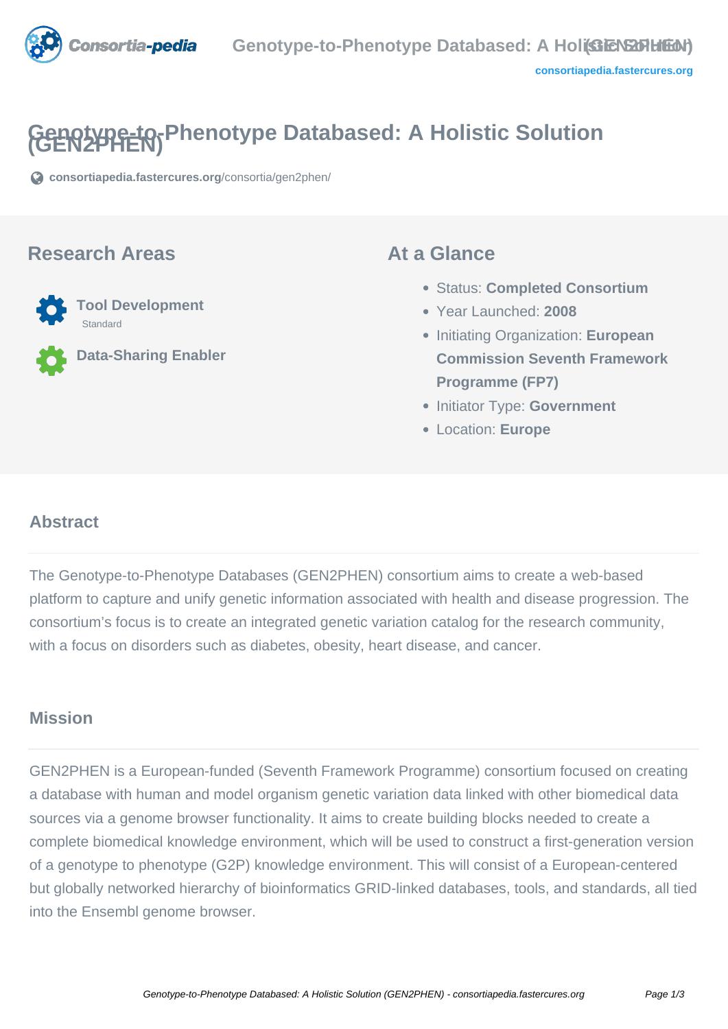# Genotype-to-Phenotype Databased: A Holistic Solution (GEN2PHEN)

consortiapedia.fastercures.org/consortia/gen2phen/

## Research Areas

**Tool Development**
Standard

**Data-Sharing Enabler**

## At a Glance

- Status: **Completed Consortium**
- Year Launched: **2008**
- Initiating Organization: **European Commission Seventh Framework Programme (FP7)**
- Initiator Type: **Government**
- Location: **Europe**

## Abstract

The Genotype-to-Phenotype Databases (GEN2PHEN) consortium aims to create a web-based platform to capture and unify genetic information associated with health and disease progression. The consortium's focus is to create an integrated genetic variation catalog for the research community, with a focus on disorders such as diabetes, obesity, heart disease, and cancer.

## Mission

GEN2PHEN is a European-funded (Seventh Framework Programme) consortium focused on creating a database with human and model organism genetic variation data linked with other biomedical data sources via a genome browser functionality. It aims to create building blocks needed to create a complete biomedical knowledge environment, which will be used to construct a first-generation version of a genotype to phenotype (G2P) knowledge environment. This will consist of a European-centered but globally networked hierarchy of bioinformatics GRID-linked databases, tools, and standards, all tied into the Ensembl genome browser.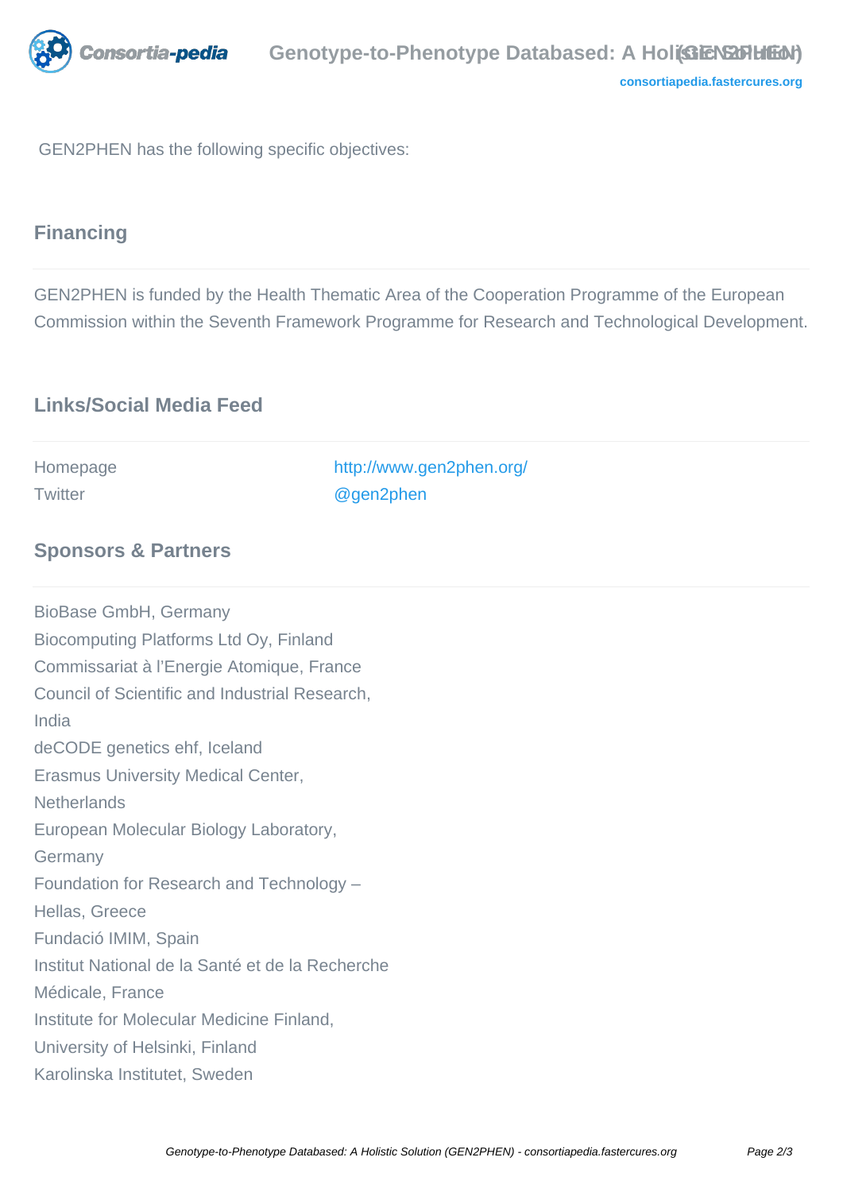GEN2PHEN has the following specific objectives:

## Financing

GEN2PHEN is funded by the Health Thematic Area of the Cooperation Programme of the European Commission within the Seventh Framework Programme for Research and Technological Development.

## Links/Social Media Feed

| | |
|---|---|
| Homepage | http://www.gen2phen.org/ |
| Twitter | @gen2phen |

## Sponsors & Partners

BioBase GmbH, Germany
Biocomputing Platforms Ltd Oy, Finland
Commissariat à l'Energie Atomique, France
Council of Scientific and Industrial Research, India
deCODE genetics ehf, Iceland
Erasmus University Medical Center, Netherlands
European Molecular Biology Laboratory, Germany
Foundation for Research and Technology – Hellas, Greece
Fundació IMIM, Spain
Institut National de la Santé et de la Recherche Médicale, France
Institute for Molecular Medicine Finland, University of Helsinki, Finland
Karolinska Institutet, Sweden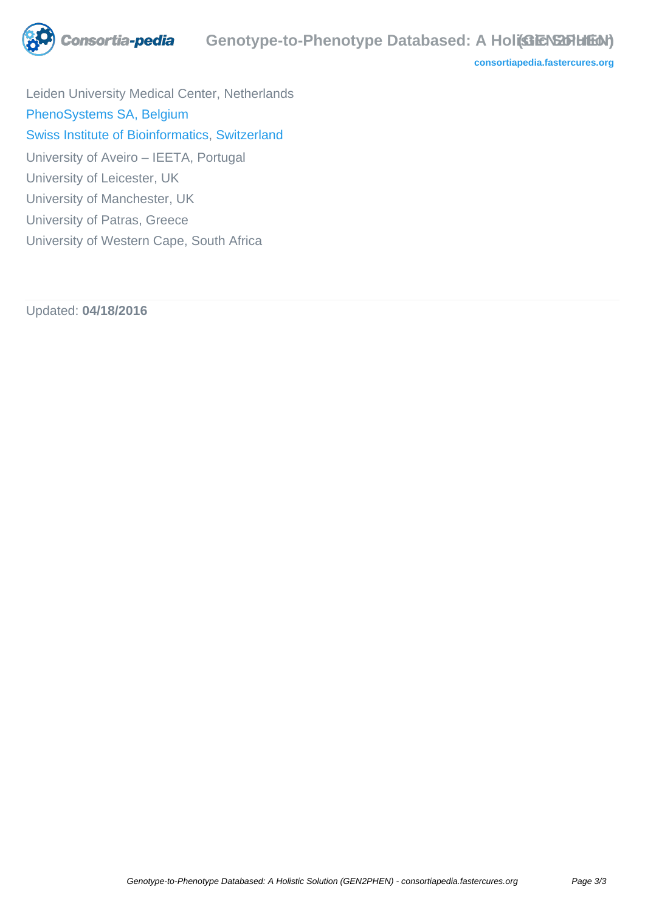Leiden University Medical Center, Netherlands

PhenoSystems SA, Belgium

Swiss Institute of Bioinformatics, Switzerland

University of Aveiro – IEETA, Portugal

University of Leicester, UK

University of Manchester, UK

University of Patras, Greece

University of Western Cape, South Africa

---

Updated: **04/18/2016**